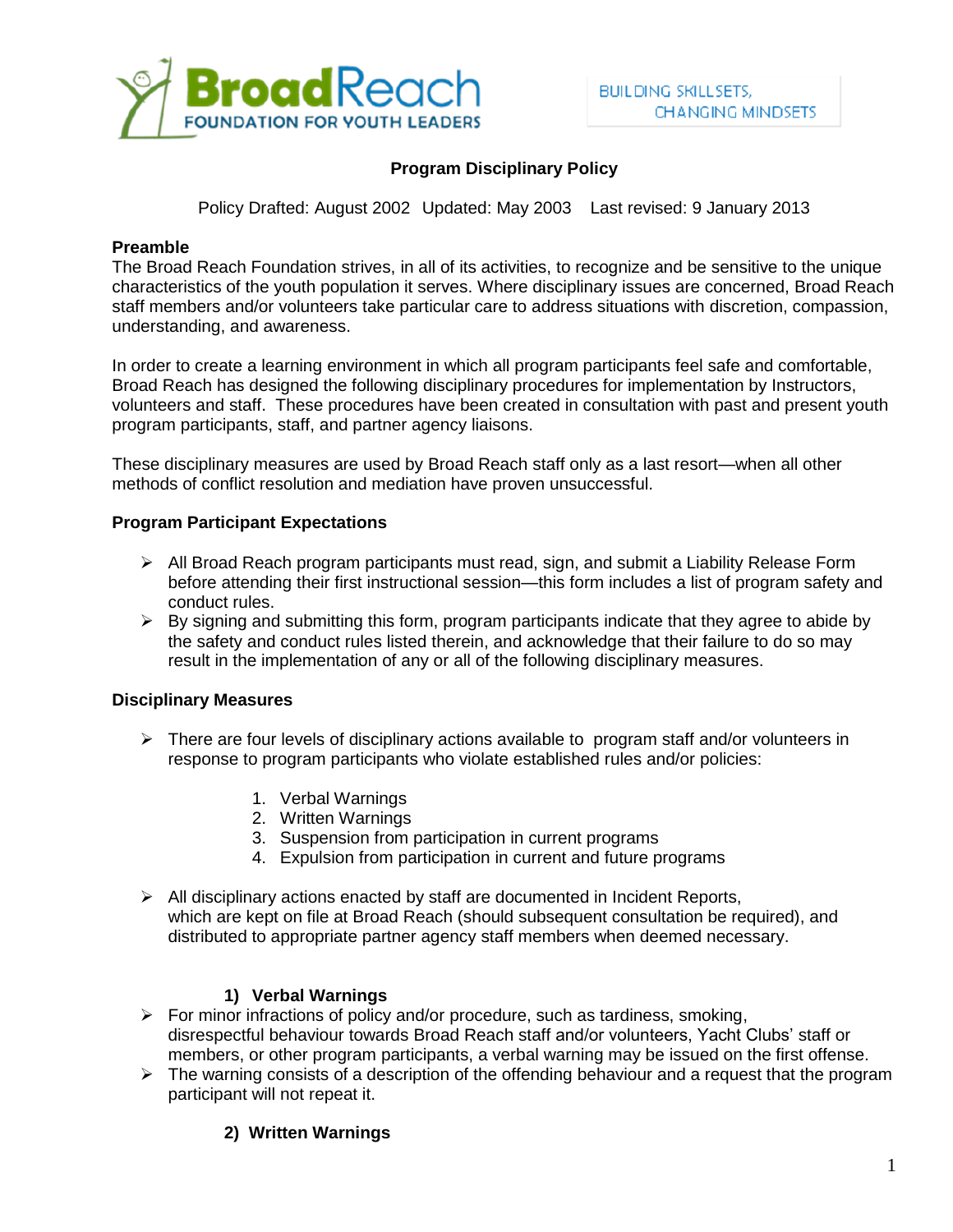BroadReach FOUNDATION FOR YOUTH LEADERS

BUILDING SKILLSETS, CHANGING MINDSETS

# Program Disciplinary Policy

Policy Drafted: August 2002 Updated: May 2003 Last revised: 9 January 2013

**Preamble**

The Broad Reach Foundation strives, in all of its activities, to recognize and be sensitive to the unique characteristics of the youth population it serves. Where disciplinary issues are concerned, Broad Reach staff members and/or volunteers take particular care to address situations with discretion, compassion, understanding, and awareness.

In order to create a learning environment in which all program participants feel safe and comfortable, Broad Reach has designed the following disciplinary procedures for implementation by Instructors, volunteers and staff. These procedures have been created in consultation with past and present youth program participants, staff, and partner agency liaisons.

These disciplinary measures are used by Broad Reach staff only as a last resort—when all other methods of conflict resolution and mediation have proven unsuccessful.

**Program Participant Expectations**

- All Broad Reach program participants must read, sign, and submit a Liability Release Form before attending their first instructional session—this form includes a list of program safety and conduct rules.
- By signing and submitting this form, program participants indicate that they agree to abide by the safety and conduct rules listed therein, and acknowledge that their failure to do so may result in the implementation of any or all of the following disciplinary measures.

**Disciplinary Measures**

- There are four levels of disciplinary actions available to program staff and/or volunteers in response to program participants who violate established rules and/or policies:

    1. Verbal Warnings
    2. Written Warnings
    3. Suspension from participation in current programs
    4. Expulsion from participation in current and future programs

- All disciplinary actions enacted by staff are documented in Incident Reports, which are kept on file at Broad Reach (should subsequent consultation be required), and distributed to appropriate partner agency staff members when deemed necessary.

**1) Verbal Warnings**

- For minor infractions of policy and/or procedure, such as tardiness, smoking, disrespectful behaviour towards Broad Reach staff and/or volunteers, Yacht Clubs' staff or members, or other program participants, a verbal warning may be issued on the first offense.
- The warning consists of a description of the offending behaviour and a request that the program participant will not repeat it.

**2) Written Warnings**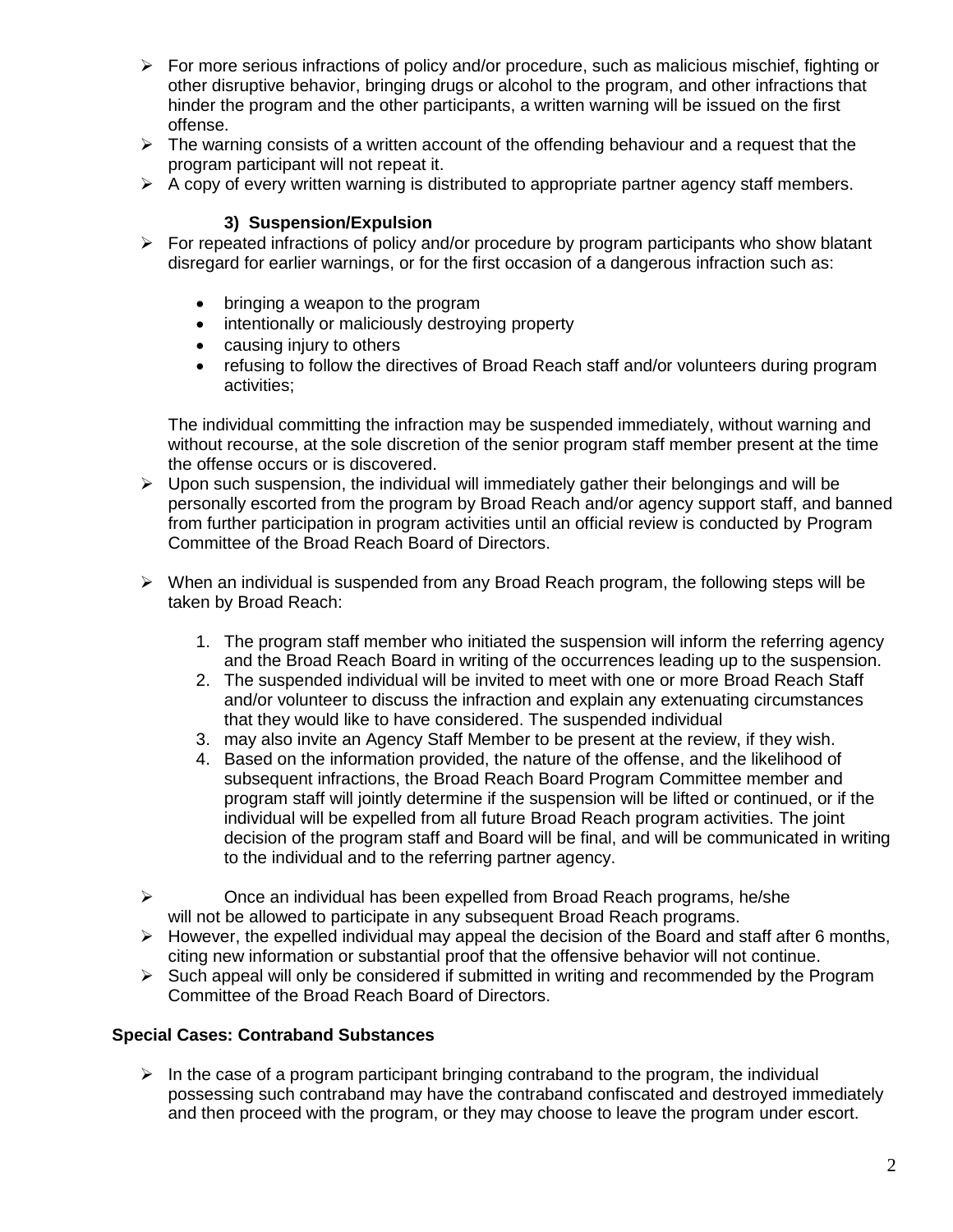- For more serious infractions of policy and/or procedure, such as malicious mischief, fighting or other disruptive behavior, bringing drugs or alcohol to the program, and other infractions that hinder the program and the other participants, a written warning will be issued on the first offense.
- The warning consists of a written account of the offending behaviour and a request that the program participant will not repeat it.
- A copy of every written warning is distributed to appropriate partner agency staff members.

### 3) Suspension/Expulsion

- For repeated infractions of policy and/or procedure by program participants who show blatant disregard for earlier warnings, or for the first occasion of a dangerous infraction such as:

  - bringing a weapon to the program
  - intentionally or maliciously destroying property
  - causing injury to others
  - refusing to follow the directives of Broad Reach staff and/or volunteers during program activities;

  The individual committing the infraction may be suspended immediately, without warning and without recourse, at the sole discretion of the senior program staff member present at the time the offense occurs or is discovered.
- Upon such suspension, the individual will immediately gather their belongings and will be personally escorted from the program by Broad Reach and/or agency support staff, and banned from further participation in program activities until an official review is conducted by Program Committee of the Broad Reach Board of Directors.

- When an individual is suspended from any Broad Reach program, the following steps will be taken by Broad Reach:

  1. The program staff member who initiated the suspension will inform the referring agency and the Broad Reach Board in writing of the occurrences leading up to the suspension.
  2. The suspended individual will be invited to meet with one or more Broad Reach Staff and/or volunteer to discuss the infraction and explain any extenuating circumstances that they would like to have considered. The suspended individual
  3. may also invite an Agency Staff Member to be present at the review, if they wish.
  4. Based on the information provided, the nature of the offense, and the likelihood of subsequent infractions, the Broad Reach Board Program Committee member and program staff will jointly determine if the suspension will be lifted or continued, or if the individual will be expelled from all future Broad Reach program activities. The joint decision of the program staff and Board will be final, and will be communicated in writing to the individual and to the referring partner agency.

- Once an individual has been expelled from Broad Reach programs, he/she will not be allowed to participate in any subsequent Broad Reach programs.
- However, the expelled individual may appeal the decision of the Board and staff after 6 months, citing new information or substantial proof that the offensive behavior will not continue.
- Such appeal will only be considered if submitted in writing and recommended by the Program Committee of the Broad Reach Board of Directors.

**Special Cases: Contraband Substances**

- In the case of a program participant bringing contraband to the program, the individual possessing such contraband may have the contraband confiscated and destroyed immediately and then proceed with the program, or they may choose to leave the program under escort.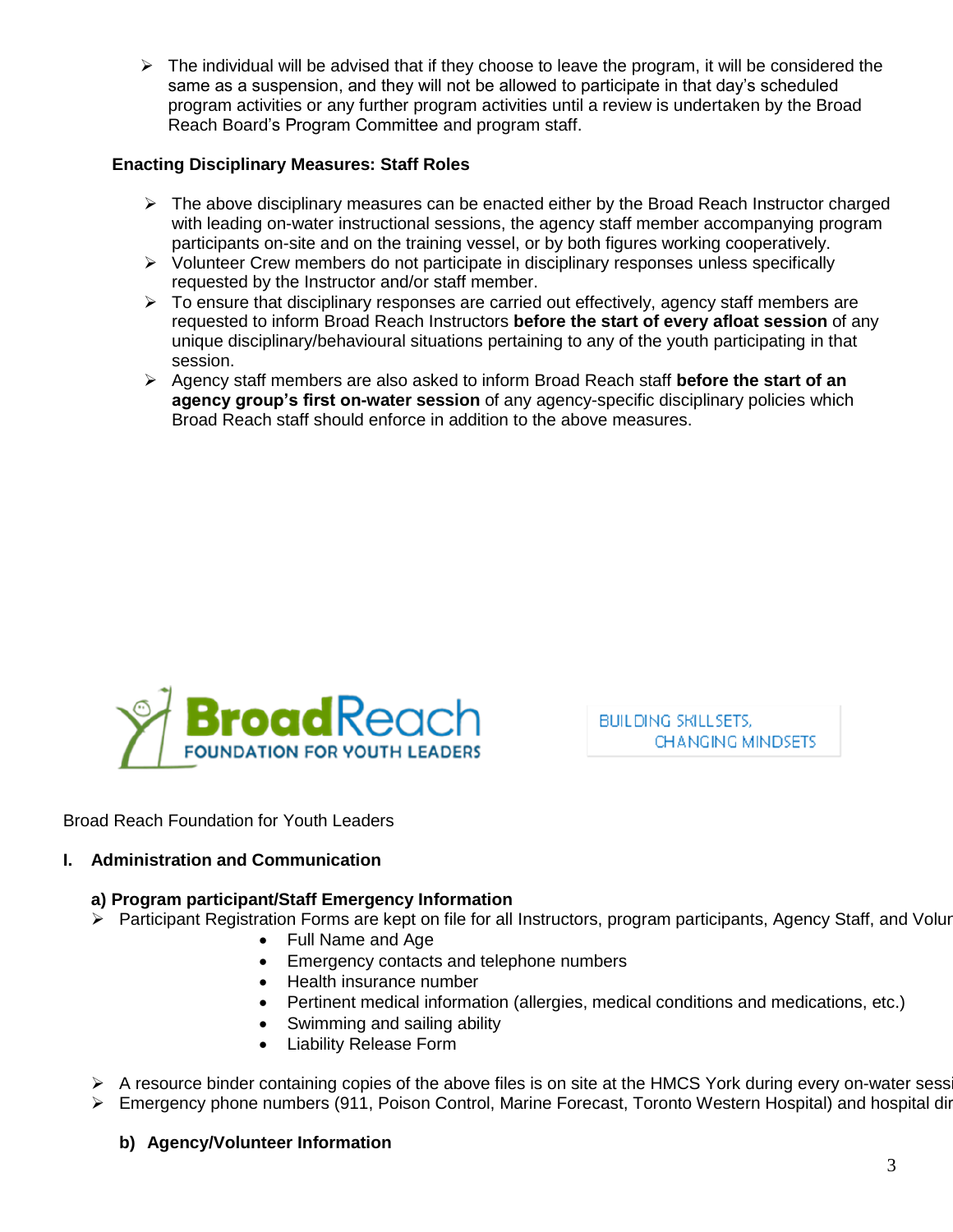- The individual will be advised that if they choose to leave the program, it will be considered the same as a suspension, and they will not be allowed to participate in that day's scheduled program activities or any further program activities until a review is undertaken by the Broad Reach Board's Program Committee and program staff.

**Enacting Disciplinary Measures: Staff Roles**

- The above disciplinary measures can be enacted either by the Broad Reach Instructor charged with leading on-water instructional sessions, the agency staff member accompanying program participants on-site and on the training vessel, or by both figures working cooperatively.
- Volunteer Crew members do not participate in disciplinary responses unless specifically requested by the Instructor and/or staff member.
- To ensure that disciplinary responses are carried out effectively, agency staff members are requested to inform Broad Reach Instructors **before the start of every afloat session** of any unique disciplinary/behavioural situations pertaining to any of the youth participating in that session.
- Agency staff members are also asked to inform Broad Reach staff **before the start of an agency group's first on-water session** of any agency-specific disciplinary policies which Broad Reach staff should enforce in addition to the above measures.

BroadReach FOUNDATION FOR YOUTH LEADERS

BUILDING SKILLSETS, CHANGING MINDSETS

Broad Reach Foundation for Youth Leaders

## I. Administration and Communication

### a) Program participant/Staff Emergency Information

- Participant Registration Forms are kept on file for all Instructors, program participants, Agency Staff, and Volur
  - Full Name and Age
  - Emergency contacts and telephone numbers
  - Health insurance number
  - Pertinent medical information (allergies, medical conditions and medications, etc.)
  - Swimming and sailing ability
  - Liability Release Form

- A resource binder containing copies of the above files is on site at the HMCS York during every on-water sessi
- Emergency phone numbers (911, Poison Control, Marine Forecast, Toronto Western Hospital) and hospital dir

### b) Agency/Volunteer Information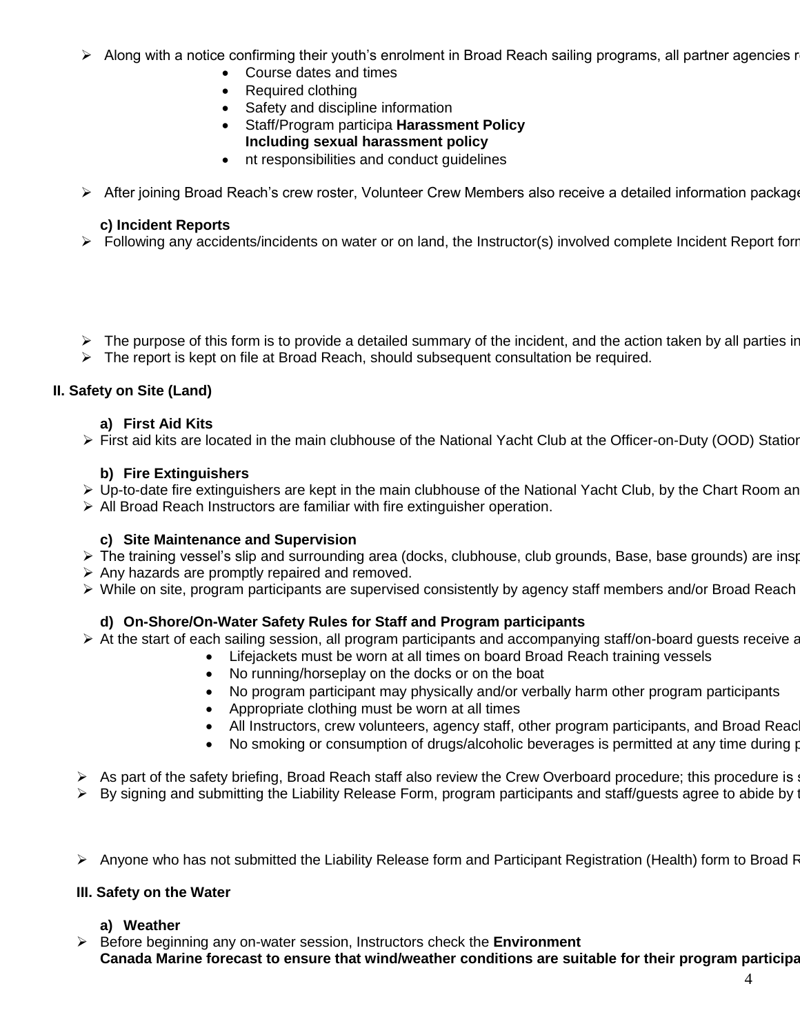- Along with a notice confirming their youth's enrolment in Broad Reach sailing programs, all partner agencies r
  - Course dates and times
  - Required clothing
  - Safety and discipline information
  - Staff/Program participa **Harassment Policy Including sexual harassment policy**
  - nt responsibilities and conduct guidelines

- After joining Broad Reach's crew roster, Volunteer Crew Members also receive a detailed information package

**c) Incident Reports**

- Following any accidents/incidents on water or on land, the Instructor(s) involved complete Incident Report forn

- The purpose of this form is to provide a detailed summary of the incident, and the action taken by all parties in
- The report is kept on file at Broad Reach, should subsequent consultation be required.

### II. Safety on Site (Land)

**a) First Aid Kits**

- First aid kits are located in the main clubhouse of the National Yacht Club at the Officer-on-Duty (OOD) Station

**b) Fire Extinguishers**

- Up-to-date fire extinguishers are kept in the main clubhouse of the National Yacht Club, by the Chart Room an
- All Broad Reach Instructors are familiar with fire extinguisher operation.

**c) Site Maintenance and Supervision**

- The training vessel's slip and surrounding area (docks, clubhouse, club grounds, Base, base grounds) are insp
- Any hazards are promptly repaired and removed.
- While on site, program participants are supervised consistently by agency staff members and/or Broad Reach

**d) On-Shore/On-Water Safety Rules for Staff and Program participants**

- At the start of each sailing session, all program participants and accompanying staff/on-board guests receive a
  - Lifejackets must be worn at all times on board Broad Reach training vessels
  - No running/horseplay on the docks or on the boat
  - No program participant may physically and/or verbally harm other program participants
  - Appropriate clothing must be worn at all times
  - All Instructors, crew volunteers, agency staff, other program participants, and Broad Reacl
  - No smoking or consumption of drugs/alcoholic beverages is permitted at any time during p

- As part of the safety briefing, Broad Reach staff also review the Crew Overboard procedure; this procedure is s
- By signing and submitting the Liability Release Form, program participants and staff/guests agree to abide by t

- Anyone who has not submitted the Liability Release form and Participant Registration (Health) form to Broad R

### III. Safety on the Water

**a) Weather**

- Before beginning any on-water session, Instructors check the **Environment Canada Marine forecast to ensure that wind/weather conditions are suitable for their program participa**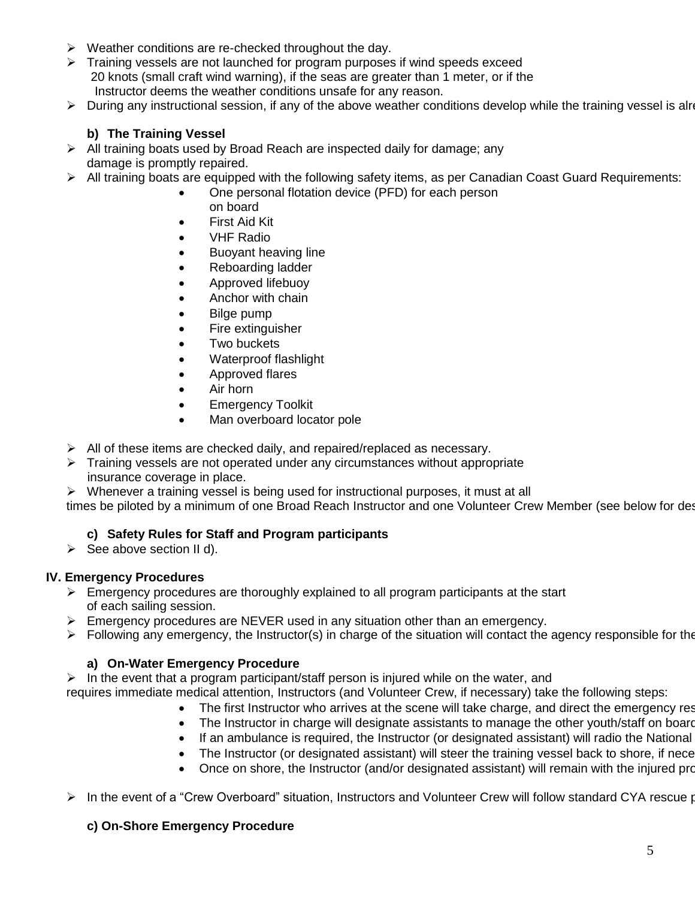- Weather conditions are re-checked throughout the day.
- Training vessels are not launched for program purposes if wind speeds exceed 20 knots (small craft wind warning), if the seas are greater than 1 meter, or if the Instructor deems the weather conditions unsafe for any reason.
- During any instructional session, if any of the above weather conditions develop while the training vessel is alre

**b) The Training Vessel**

- All training boats used by Broad Reach are inspected daily for damage; any damage is promptly repaired.
- All training boats are equipped with the following safety items, as per Canadian Coast Guard Requirements:
  - One personal flotation device (PFD) for each person on board
  - First Aid Kit
  - VHF Radio
  - Buoyant heaving line
  - Reboarding ladder
  - Approved lifebuoy
  - Anchor with chain
  - Bilge pump
  - Fire extinguisher
  - Two buckets
  - Waterproof flashlight
  - Approved flares
  - Air horn
  - Emergency Toolkit
  - Man overboard locator pole
- All of these items are checked daily, and repaired/replaced as necessary.
- Training vessels are not operated under any circumstances without appropriate insurance coverage in place.
- Whenever a training vessel is being used for instructional purposes, it must at all times be piloted by a minimum of one Broad Reach Instructor and one Volunteer Crew Member (see below for des

**c) Safety Rules for Staff and Program participants**

- See above section II d).

## IV. Emergency Procedures

- Emergency procedures are thoroughly explained to all program participants at the start of each sailing session.
- Emergency procedures are NEVER used in any situation other than an emergency.
- Following any emergency, the Instructor(s) in charge of the situation will contact the agency responsible for the

**a) On-Water Emergency Procedure**

- In the event that a program participant/staff person is injured while on the water, and requires immediate medical attention, Instructors (and Volunteer Crew, if necessary) take the following steps:
  - The first Instructor who arrives at the scene will take charge, and direct the emergency res
  - The Instructor in charge will designate assistants to manage the other youth/staff on board
  - If an ambulance is required, the Instructor (or designated assistant) will radio the National
  - The Instructor (or designated assistant) will steer the training vessel back to shore, if nece
  - Once on shore, the Instructor (and/or designated assistant) will remain with the injured pro
- In the event of a "Crew Overboard" situation, Instructors and Volunteer Crew will follow standard CYA rescue p

**c) On-Shore Emergency Procedure**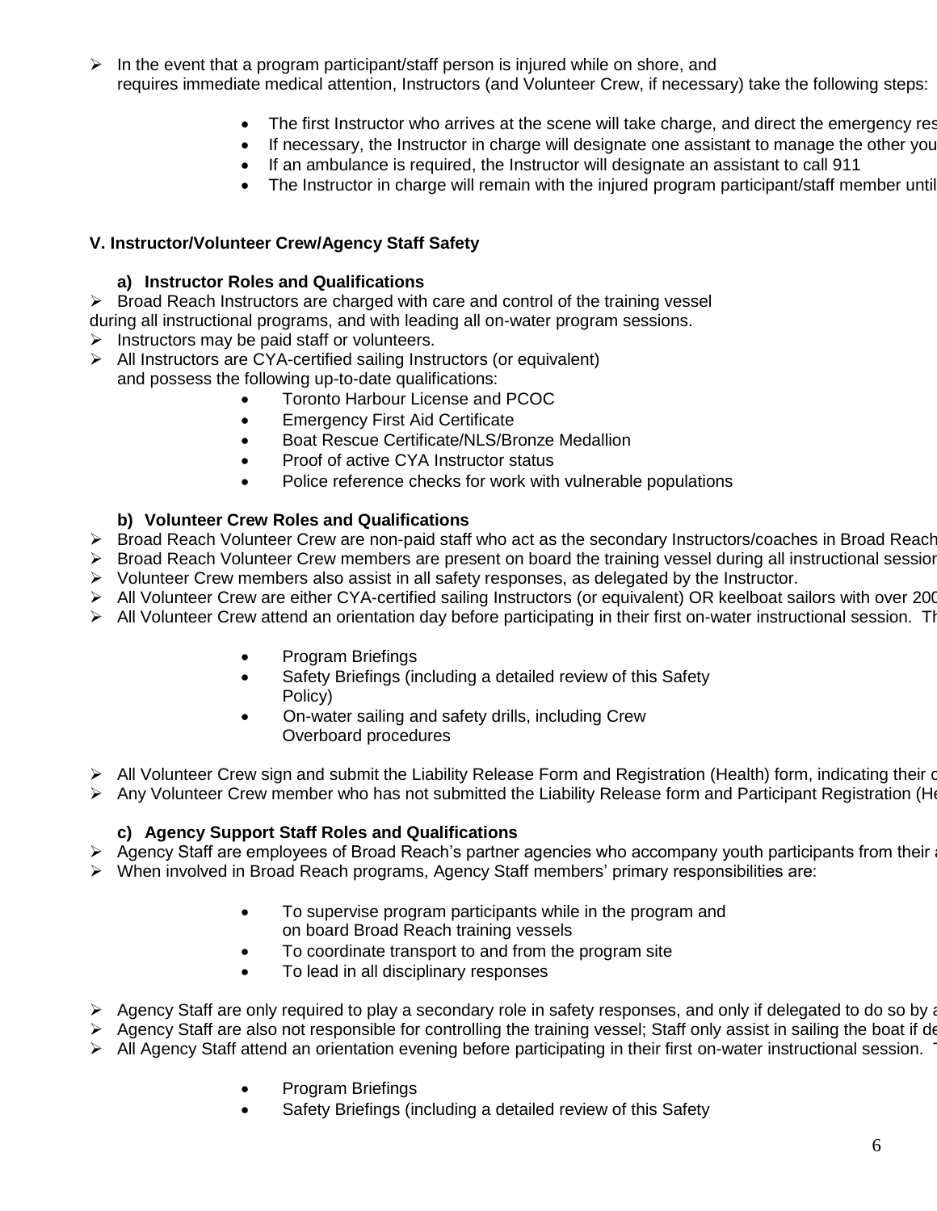- In the event that a program participant/staff person is injured while on shore, and requires immediate medical attention, Instructors (and Volunteer Crew, if necessary) take the following steps:

  - The first Instructor who arrives at the scene will take charge, and direct the emergency res
  - If necessary, the Instructor in charge will designate one assistant to manage the other you
  - If an ambulance is required, the Instructor will designate an assistant to call 911
  - The Instructor in charge will remain with the injured program participant/staff member until

**V. Instructor/Volunteer Crew/Agency Staff Safety**

**a) Instructor Roles and Qualifications**

- Broad Reach Instructors are charged with care and control of the training vessel during all instructional programs, and with leading all on-water program sessions.
- Instructors may be paid staff or volunteers.
- All Instructors are CYA-certified sailing Instructors (or equivalent) and possess the following up-to-date qualifications:
  - Toronto Harbour License and PCOC
  - Emergency First Aid Certificate
  - Boat Rescue Certificate/NLS/Bronze Medallion
  - Proof of active CYA Instructor status
  - Police reference checks for work with vulnerable populations

**b) Volunteer Crew Roles and Qualifications**

- Broad Reach Volunteer Crew are non-paid staff who act as the secondary Instructors/coaches in Broad Reach
- Broad Reach Volunteer Crew members are present on board the training vessel during all instructional session
- Volunteer Crew members also assist in all safety responses, as delegated by the Instructor.
- All Volunteer Crew are either CYA-certified sailing Instructors (or equivalent) OR keelboat sailors with over 200
- All Volunteer Crew attend an orientation day before participating in their first on-water instructional session. Th
  - Program Briefings
  - Safety Briefings (including a detailed review of this Safety Policy)
  - On-water sailing and safety drills, including Crew Overboard procedures
- All Volunteer Crew sign and submit the Liability Release Form and Registration (Health) form, indicating their c
- Any Volunteer Crew member who has not submitted the Liability Release form and Participant Registration (He

**c) Agency Support Staff Roles and Qualifications**

- Agency Staff are employees of Broad Reach's partner agencies who accompany youth participants from their a
- When involved in Broad Reach programs, Agency Staff members' primary responsibilities are:
  - To supervise program participants while in the program and on board Broad Reach training vessels
  - To coordinate transport to and from the program site
  - To lead in all disciplinary responses
- Agency Staff are only required to play a secondary role in safety responses, and only if delegated to do so by a
- Agency Staff are also not responsible for controlling the training vessel; Staff only assist in sailing the boat if de
- All Agency Staff attend an orientation evening before participating in their first on-water instructional session. T
  - Program Briefings
  - Safety Briefings (including a detailed review of this Safety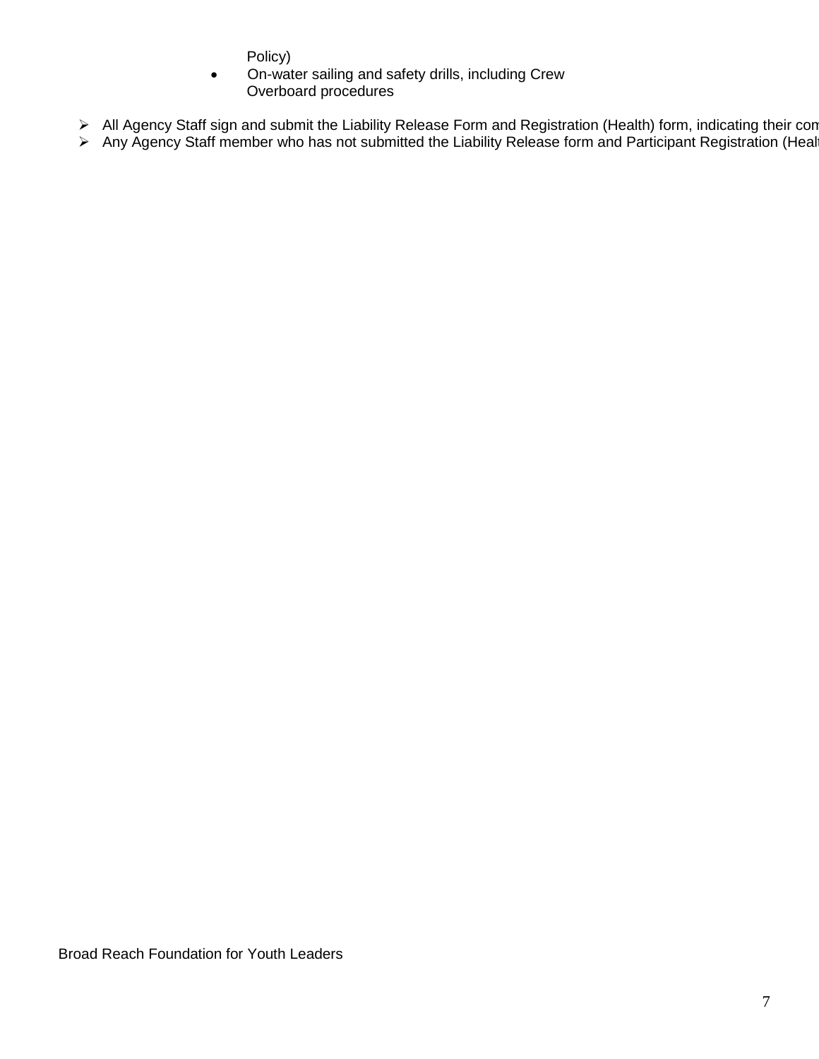Policy)
- On-water sailing and safety drills, including Crew Overboard procedures

- All Agency Staff sign and submit the Liability Release Form and Registration (Health) form, indicating their com
- Any Agency Staff member who has not submitted the Liability Release form and Participant Registration (Healt

Broad Reach Foundation for Youth Leaders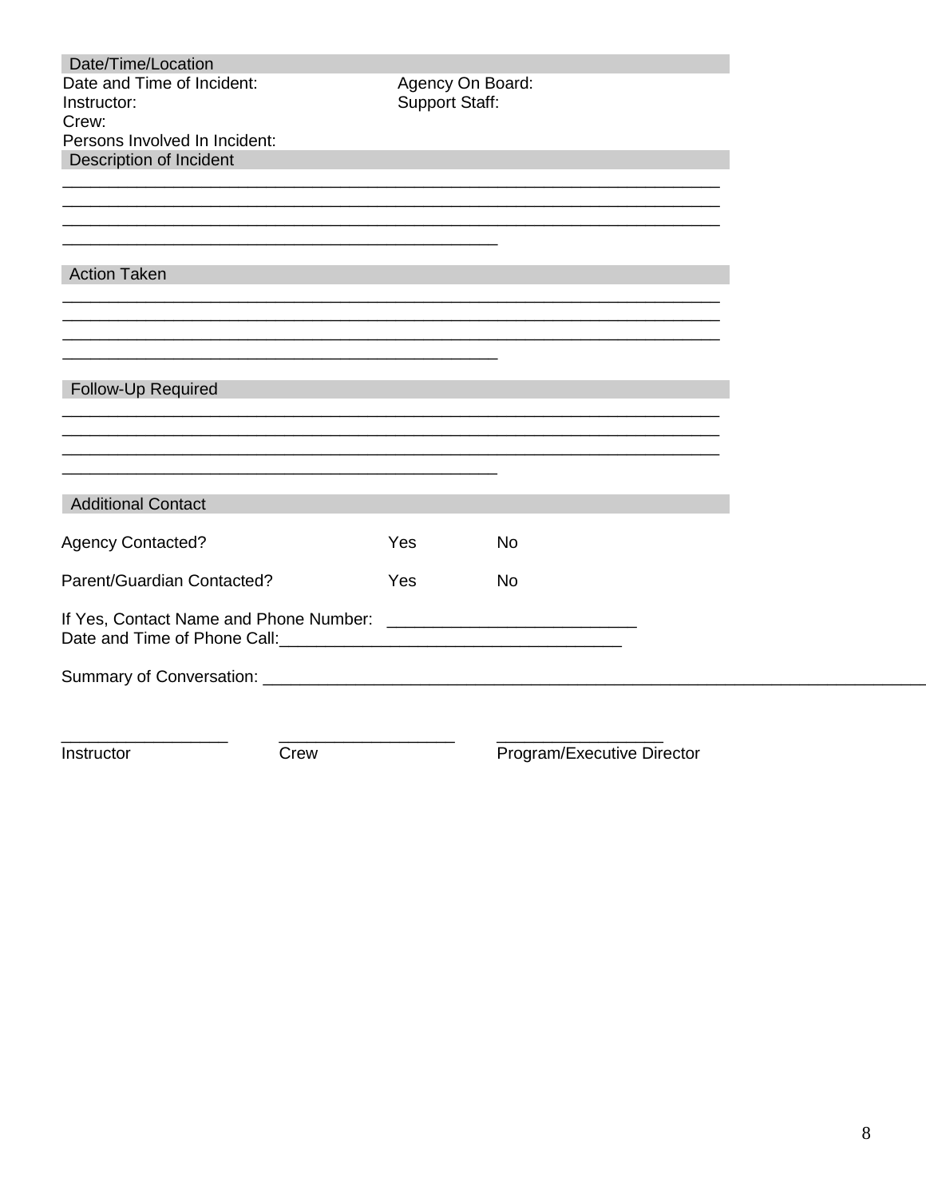## Date/Time/Location

Date and Time of Incident: Agency On Board:
Instructor: Support Staff:
Crew:
Persons Involved In Incident:

## Description of Incident

___________________________________________________________________________
___________________________________________________________________________
___________________________________________________________________________
__________________________________________________

## Action Taken

___________________________________________________________________________
___________________________________________________________________________
___________________________________________________________________________
__________________________________________________

## Follow-Up Required

___________________________________________________________________________
___________________________________________________________________________
___________________________________________________________________________
__________________________________________________

## Additional Contact

Agency Contacted? Yes No

Parent/Guardian Contacted? Yes No

If Yes, Contact Name and Phone Number: ___________________________
Date and Time of Phone Call:_____________________________________

Summary of Conversation: ___________________________________________________________________________

__________________ ___________________ __________________
Instructor Crew Program/Executive Director